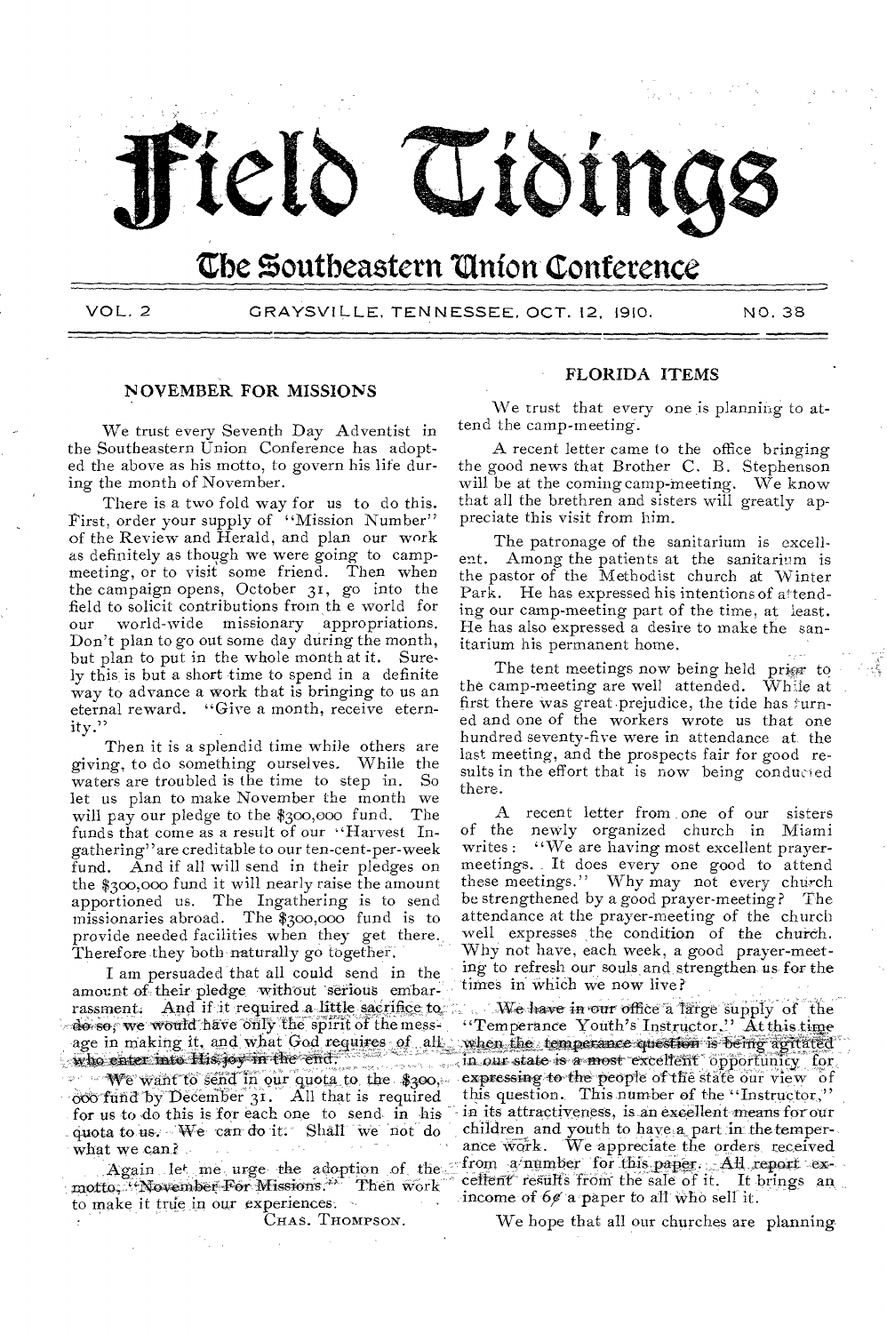# Field Tidings

## The Southeastern Union Conference

VOL. 2 GRAYSVILLE, TENNESSEE, OCT. 12, 1910. NO. 38

### NOVEMBER FOR MISSIONS

We trust every Seventh Day Adventist in the Southeastern Union Conference has adopted the above as his motto, to govern his life during the month of November.

There is a two fold way for us to do this. First, order your supply of "Mission Number" of the Review and Herald, and plan our work as definitely as though we were going to camp-meeting, or to visit some friend. Then when the campaign opens, October 31, go into the field to solicit contributions from the world for our world-wide missionary appropriations. Don't plan to go out some day during the month, but plan to put in the whole month at it. Surely this is but a short time to spend in a definite way to advance a work that is bringing to us an eternal reward. "Give a month, receive eternity."

Then it is a splendid time while others are giving, to do something ourselves. While the waters are troubled is the time to step in. So let us plan to make November the month we will pay our pledge to the $300,000 fund. The funds that come as a result of our "Harvest Ingathering" are creditable to our ten-cent-per-week fund. And if all will send in their pledges on the $300,000 fund it will nearly raise the amount apportioned us. The Ingathering is to send missionaries abroad. The $300,000 fund is to provide needed facilities when they get there. Therefore they both naturally go together.

I am persuaded that all could send in the amount of their pledge without serious embarrassment. And if it required a little sacrifice to do so, we would have only the spirit of the message in making it, and what God requires of all who enter into His joy in the end.

We want to send in our quota to the $300,000 fund by December 31. All that is required for us to do this is for each one to send in his quota to us. We can do it. Shall we not do what we can?

Again let me urge the adoption of the motto, "November For Missions." Then work to make it true in our experiences.

CHAS. THOMPSON.

### FLORIDA ITEMS

We trust that every one is planning to attend the camp-meeting.

A recent letter came to the office bringing the good news that Brother C. B. Stephenson will be at the coming camp-meeting. We know that all the brethren and sisters will greatly appreciate this visit from him.

The patronage of the sanitarium is excellent. Among the patients at the sanitarium is the pastor of the Methodist church at Winter Park. He has expressed his intentions of attending our camp-meeting part of the time, at least. He has also expressed a desire to make the sanitarium his permanent home.

The tent meetings now being held prior to the camp-meeting are well attended. While at first there was great prejudice, the tide has turned and one of the workers wrote us that one hundred seventy-five were in attendance at the last meeting, and the prospects fair for good results in the effort that is now being conducted there.

A recent letter from one of our sisters of the newly organized church in Miami writes: "We are having most excellent prayer-meetings. It does every one good to attend these meetings." Why may not every church be strengthened by a good prayer-meeting? The attendance at the prayer-meeting of the church well expresses the condition of the church. Why not have, each week, a good prayer-meeting to refresh our souls and strengthen us for the times in which we now live?

We have in our office a large supply of the "Temperance Youth's Instructor." At this time when the temperance question is being agitated in our state is a most excellent opportunity for expressing to the people of the state our view of this question. This number of the "Instructor," in its attractiveness, is an excellent means for our children and youth to have a part in the temperance work. We appreciate the orders received from a number for this paper. All report excellent results from the sale of it. It brings an income of 6¢ a paper to all who sell it.

We hope that all our churches are planning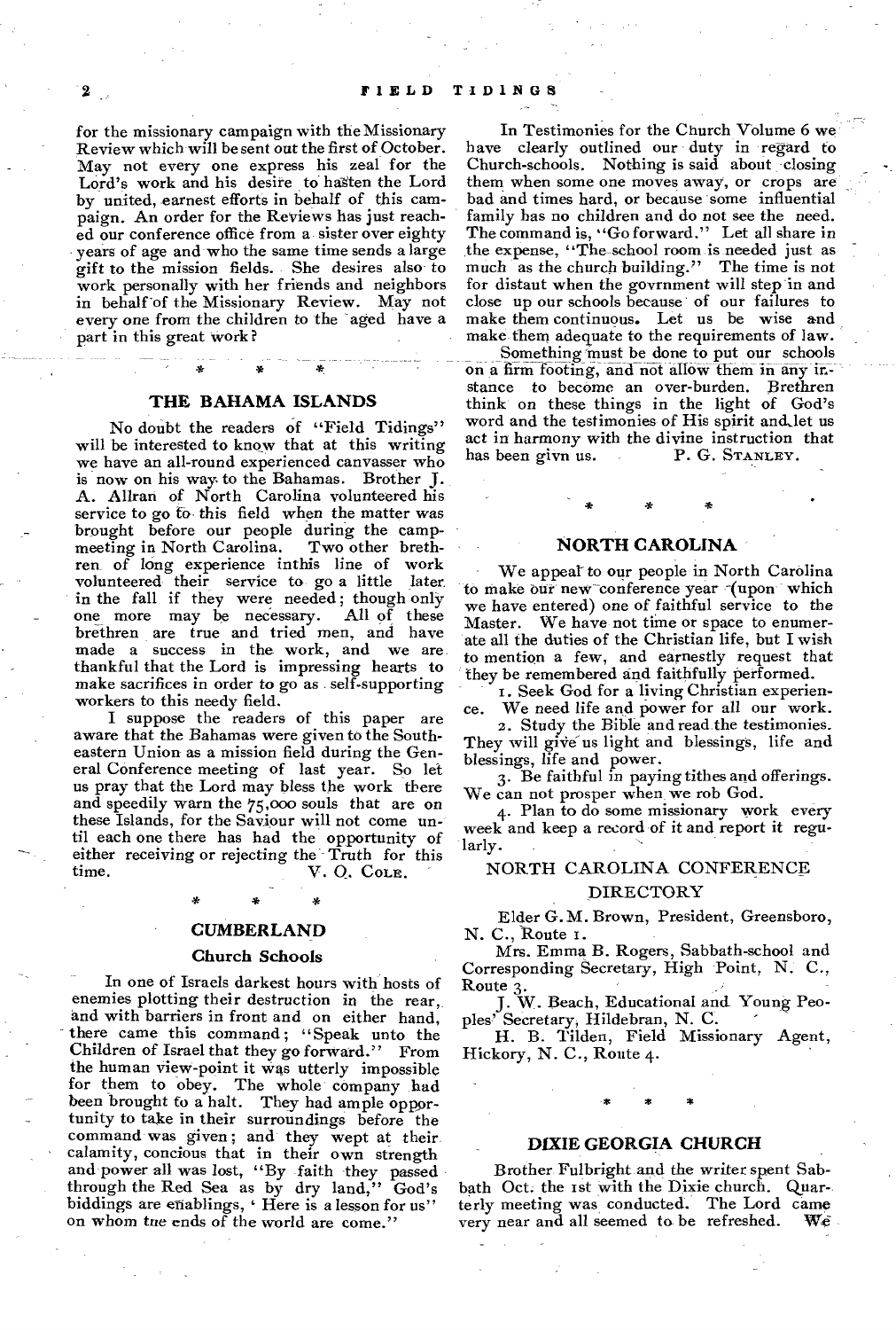for the missionary campaign with the Missionary Review which will be sent out the first of October. May not every one express his zeal for the Lord's work and his desire to hasten the Lord by united, earnest efforts in behalf of this campaign. An order for the Reviews has just reached our conference office from a sister over eighty years of age and who the same time sends a large gift to the mission fields. She desires also to work personally with her friends and neighbors in behalf of the Missionary Review. May not every one from the children to the aged have a part in this great work?

\* \* \*

## THE BAHAMA ISLANDS

No doubt the readers of "Field Tidings" will be interested to know that at this writing we have an all-round experienced canvasser who is now on his way to the Bahamas. Brother J. A. Allran of North Carolina volunteered his service to go to this field when the matter was brought before our people during the campmeeting in North Carolina. Two other brethren of long experience inthis line of work volunteered their service to go a little later in the fall if they were needed; though only one more may be necessary. All of these brethren are true and tried men, and have made a success in the work, and we are thankful that the Lord is impressing hearts to make sacrifices in order to go as self-supporting workers to this needy field.

I suppose the readers of this paper are aware that the Bahamas were given to the Southeastern Union as a mission field during the General Conference meeting of last year. So let us pray that the Lord may bless the work there and speedily warn the 75,000 souls that are on these Islands, for the Saviour will not come until each one there has had the opportunity of either receiving or rejecting the Truth for this time.

V. O. COLE.

\* \* \*

## CUMBERLAND

### Church Schools

In one of Israels darkest hours with hosts of enemies plotting their destruction in the rear, and with barriers in front and on either hand, there came this command; "Speak unto the Children of Israel that they go forward." From the human view-point it was utterly impossible for them to obey. The whole company had been brought to a halt. They had ample opportunity to take in their surroundings before the command was given; and they wept at their calamity, concious that in their own strength and power all was lost, "By faith they passed through the Red Sea as by dry land," God's biddings are enablings, ' Here is a lesson for us" on whom the ends of the world are come."

In Testimonies for the Church Volume 6 we have clearly outlined our duty in regard to Church-schools. Nothing is said about closing them when some one moves away, or crops are bad and times hard, or because some influential family has no children and do not see the need. The command is, "Go forward." Let all share in the expense, "The school room is needed just as much as the church building." The time is not for distaut when the govrnment will step in and close up our schools because of our failures to make them continuous. Let us be wise and make them adequate to the requirements of law. Something must be done to put our schools on a firm footing, and not allow them in any instance to become an over-burden. Brethren think on these things in the light of God's word and the testimonies of His spirit and let us act in harmony with the divine instruction that has been givn us.

P. G. STANLEY.

\* \* \*

## NORTH CAROLINA

We appeal to our people in North Carolina to make our new conference year (upon which we have entered) one of faithful service to the Master. We have not time or space to enumerate all the duties of the Christian life, but I wish to mention a few, and earnestly request that they be remembered and faithfully performed.

1. Seek God for a living Christian experience. We need life and power for all our work.
2. Study the Bible and read the testimonies. They will give us light and blessings, life and blessings, life and power.
3. Be faithful in paying tithes and offerings. We can not prosper when we rob God.
4. Plan to do some missionary work every week and keep a record of it and report it regularly.

### NORTH CAROLINA CONFERENCE DIRECTORY

Elder G. M. Brown, President, Greensboro, N. C., Route 1.

Mrs. Emma B. Rogers, Sabbath-school and Corresponding Secretary, High Point, N. C., Route 3.

J. W. Beach, Educational and Young Peoples' Secretary, Hildebran, N. C.

H. B. Tilden, Field Missionary Agent, Hickory, N. C., Route 4.

\* \* \*

## DIXIE GEORGIA CHURCH

Brother Fulbright and the writer spent Sabbath Oct. the 1st with the Dixie church. Quarterly meeting was conducted. The Lord came very near and all seemed to be refreshed. We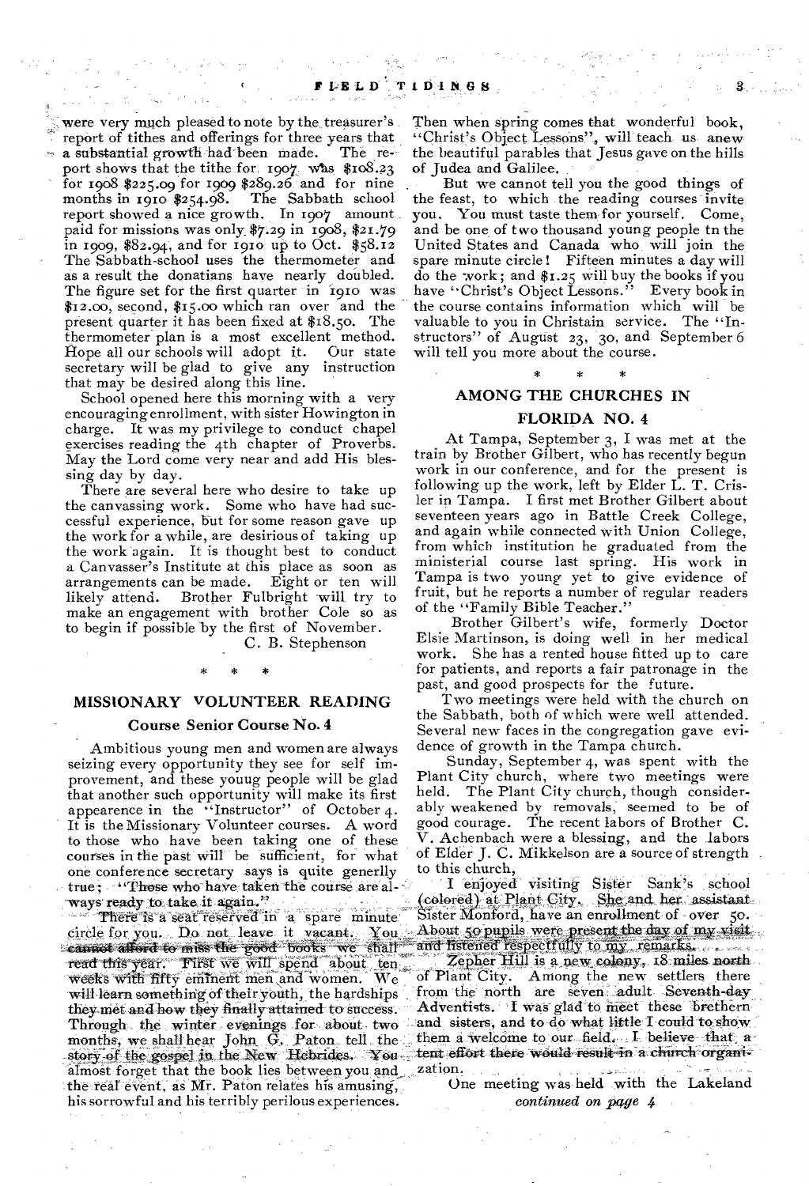were very much pleased to note by the treasurer's report of tithes and offerings for three years that a substantial growth had been made. The report shows that the tithe for 1907 was $108.23 for 1908 $225.09 for 1909 $289.26 and for nine months in 1910 $254.98. The Sabbath school report showed a nice growth. In 1907 amount paid for missions was only $7.29 in 1908, $21.79 in 1909, $82.94, and for 1910 up to Oct. $58.12 The Sabbath-school uses the thermometer and as a result the donatians have nearly doubled. The figure set for the first quarter in 1910 was $12.00, second, $15.00 which ran over and the present quarter it has been fixed at $18.50. The thermometer plan is a most excellent method. Hope all our schools will adopt it. Our state secretary will be glad to give any instruction that may be desired along this line.

School opened here this morning with a very encouraging enrollment, with sister Howington in charge. It was my privilege to conduct chapel exercises reading the 4th chapter of Proverbs. May the Lord come very near and add His blessing day by day.

There are several here who desire to take up the canvassing work. Some who have had successful experience, but for some reason gave up the work for a while, are desirous of taking up the work again. It is thought best to conduct a Canvasser's Institute at this place as soon as arrangements can be made. Eight or ten will likely attend. Brother Fulbright will try to make an engagement with brother Cole so as to begin if possible by the first of November.

C. B. Stephenson

\* \* \*

## MISSIONARY VOLUNTEER READING

### Course Senior Course No. 4

Ambitious young men and women are always seizing every opportunity they see for self improvement, and these youug people will be glad that another such opportunity will make its first appearence in the "Instructor" of October 4. It is the Missionary Volunteer courses. A word to those who have been taking one of these courses in the past will be sufficient, for what one conference secretary says is quite generlly true; "Those who have taken the course are always ready to take it again."

There is a seat reserved in a spare minute circle for you. Do not leave it vacant. You cannot afford to miss the good books we shall read this year. First we will spend about ten weeks with fifty eminent men and women. We will learn something of their youth, the hardships they met and how they finally attained to success. Through the winter evenings for about two months, we shall hear John G. Paton tell the story of the gospel in the New Hebrides. You almost forget that the book lies between you and the real event, as Mr. Paton relates his amusing, his sorrowful and his terribly perilous experiences. Then when spring comes that wonderful book, "Christ's Object Lessons", will teach us anew the beautiful parables that Jesus gave on the hills of Judea and Galilee.

But we cannot tell you the good things of the feast, to which the reading courses invite you. You must taste them for yourself. Come, and be one of two thousand young people tn the United States and Canada who will join the spare minute circle! Fifteen minutes a day will do the work; and $1.25 will buy the books if you have "Christ's Object Lessons." Every book in the course contains information which will be valuable to you in Christain service. The "Instructors" of August 23, 30, and September 6 will tell you more about the course.

\* \* \*

## AMONG THE CHURCHES IN FLORIDA NO. 4

At Tampa, September 3, I was met at the train by Brother Gilbert, who has recently begun work in our conference, and for the present is following up the work, left by Elder L. T. Crisler in Tampa. I first met Brother Gilbert about seventeen years ago in Battle Creek College, and again while connected with Union College, from which institution he graduated from the ministerial course last spring. His work in Tampa is two young yet to give evidence of fruit, but he reports a number of regular readers of the "Family Bible Teacher."

Brother Gilbert's wife, formerly Doctor Elsie Martinson, is doing well in her medical work. She has a rented house fitted up to care for patients, and reports a fair patronage in the past, and good prospects for the future.

Two meetings were held with the church on the Sabbath, both of which were well attended. Several new faces in the congregation gave evidence of growth in the Tampa church.

Sunday, September 4, was spent with the Plant City church, where two meetings were held. The Plant City church, though considerably weakened by removals, seemed to be of good courage. The recent labors of Brother C. V. Achenbach were a blessing, and the labors of Elder J. C. Mikkelson are a source of strength to this church,

I enjoyed visiting Sister Sank's school (colored) at Plant City. She and her assistant Sister Monford, have an enrollment of over 50. About 50 pupils were present the day of my visit and listened respectfully to my remarks.

Zepher Hill is a new colony, 18 miles north of Plant City. Among the new settlers there from the north are seven adult Seventh-day Adventists. I was glad to meet these brethern and sisters, and to do what little I could to show them a welcome to our field. I believe that a tent effort there would result in a church organization.

One meeting was held with the Lakeland

*continued on page 4*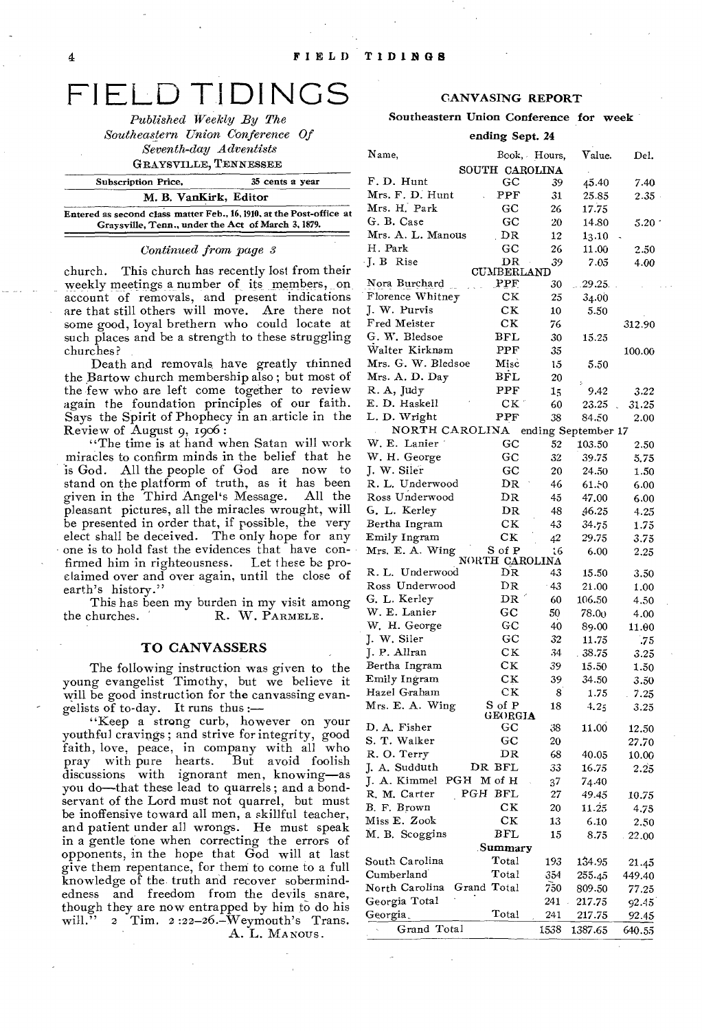# FIELD TIDINGS

*Published Weekly By The Southeastern Union Conference Of Seventh-day Adventists*

GRAYSVILLE, TENNESSEE

**Subscription Price, 35 cents a year**

**M. B. VanKirk, Editor**

**Entered as second class matter Feb., 16, 1910, at the Post-office at Graysville, Tenn., under the Act of March 3, 1879.**

*Continued from page 3*

church. This church has recently lost from their weekly meetings a number of its members, on account of removals, and present indications are that still others will move. Are there not some good, loyal brethern who could locate at such places and be a strength to these struggling churches?

Death and removals have greatly thinned the Bartow church membership also; but most of the few who are left come together to review again the foundation principles of our faith. Says the Spirit of Phophecy in an article in the Review of August 9, 1906:

"The time is at hand when Satan will work miracles to confirm minds in the belief that he is God. All the people of God are now to stand on the platform of truth, as it has been given in the Third Angel's Message. All the pleasant pictures, all the miracles wrought, will be presented in order that, if possible, the very elect shall be deceived. The only hope for any one is to hold fast the evidences that have confirmed him in righteousness. Let these be proclaimed over and over again, until the close of earth's history."

This has been my burden in my visit among the churches. R. W. PARMELE.

## TO CANVASSERS

The following instruction was given to the young evangelist Timothy, but we believe it will be good instruction for the canvassing evangelists of to-day. It runs thus:—

"Keep a strong curb, however on your youthful cravings; and strive for integrity, good faith, love, peace, in company with all who pray with pure hearts. But avoid foolish discussions with ignorant men, knowing—as you do—that these lead to quarrels; and a bondservant of the Lord must not quarrel, but must be inoffensive toward all men, a skillful teacher, and patient under all wrongs. He must speak in a gentle tone when correcting the errors of opponents, in the hope that God will at last give them repentance, for them to come to a full knowledge of the truth and recover sobermindedness and freedom from the devils snare, though they are now entrapped by him to do his will." 2 Tim. 2:22–26.—Weymouth's Trans.

A. L. MANOUS.

## CANVASSING REPORT

**Southeastern Union Conference for week ending Sept. 24**

| Name, | Book, | Hours, | Value. | Del. |
|---|---|---|---|---|
| **SOUTH CAROLINA** | | | | |
| F. D. Hunt | GC | 39 | 45.40 | 7.40 |
| Mrs. F. D. Hunt | PPF | 31 | 25.85 | 2.35 |
| Mrs. H. Park | GC | 26 | 17.75 | |
| G. B. Case | GC | 20 | 14.80 | 5.20 |
| Mrs. A. L. Manous | DR | 12 | 13.10 | |
| H. Park | GC | 26 | 11.00 | 2.50 |
| J. B Rise | DR | 39 | 7.05 | 4.00 |
| **CUMBERLAND** | | | | |
| Nora Burchard | PPF | 30 | 29.25 | |
| Florence Whitney | CK | 25 | 34.00 | |
| J. W. Purvis | CK | 10 | 5.50 | |
| Fred Meister | CK | 76 | | 312.90 |
| G. W. Bledsoe | BFL | 30 | 15.25 | |
| Walter Kirknam | PPF | 35 | | 100.00 |
| Mrs. G. W. Bledsoe | Misc | 15 | 5.50 | |
| Mrs. A. D. Day | BFL | 20 | | |
| R. A, Judy | PPF | 15 | 9.42 | 3.22 |
| E. D. Haskell | CK | 60 | 23.25 | 31.25 |
| L. D. Wright | PPF | 38 | 84.50 | 2.00 |
| **NORTH CAROLINA ending September 17** | | | | |
| W. E. Lanier | GC | 52 | 103.50 | 2.50 |
| W. H. George | GC | 32 | 39.75 | 5.75 |
| J. W. Siler | GC | 20 | 24.50 | 1.50 |
| R. L. Underwood | DR | 46 | 61.50 | 6.00 |
| Ross Underwood | DR | 45 | 47.00 | 6.00 |
| G. L. Kerley | DR | 48 | 46.25 | 4.25 |
| Bertha Ingram | CK | 43 | 34.75 | 1.75 |
| Emily Ingram | CK | 42 | 29.75 | 3.75 |
| Mrs. E. A. Wing | S of P | 16 | 6.00 | 2.25 |
| **NORTH CAROLINA** | | | | |
| R. L. Underwood | DR | 43 | 15.50 | 3.50 |
| Ross Underwood | DR | 43 | 21.00 | 1.00 |
| G. L. Kerley | DR | 60 | 106.50 | 4.50 |
| W. E. Lanier | GC | 50 | 78.00 | 4.00 |
| W. H. George | GC | 40 | 89.00 | 11.60 |
| J. W. Siler | GC | 32 | 11.75 | .75 |
| J. P. Allran | CK | 34 | 38.75 | 3.25 |
| Bertha Ingram | CK | 39 | 15.50 | 1.50 |
| Emily Ingram | CK | 39 | 34.50 | 3.50 |
| Hazel Graham | CK | 8 | 1.75 | 7.25 |
| Mrs. E. A. Wing | S of P | 18 | 4.25 | 3.25 |
| **GEORGIA** | | | | |
| D. A. Fisher | GC | 38 | 11.00 | 12.50 |
| S. T. Walker | GC | 20 | | 27.70 |
| R. O. Terry | DR | 68 | 40.05 | 10.00 |
| J. A. Sudduth | DR BFL | 33 | 16.75 | 2.25 |
| J. A. Kimmel | PGH M of H | 37 | 74.40 | |
| R. M. Carter | PGH BFL | 27 | 49.45 | 10.75 |
| B. F. Brown | CK | 20 | 11.25 | 4.75 |
| Miss E. Zook | CK | 13 | 6.10 | 2.50 |
| M. B. Scoggins | BFL | 15 | 8.75 | 22.00 |
| **Summary** | | | | |
| South Carolina | Total | 193 | 134.95 | 21.45 |
| Cumberland | Total | 354 | 255.45 | 449.40 |
| North Carolina | Grand Total | 750 | 809.50 | 77.25 |
| Georgia Total | | 241 | 217.75 | 92.45 |
| Georgia | Total | 241 | 217.75 | 92.45 |
| Grand Total | | 1538 | 1387.65 | 640.55 |